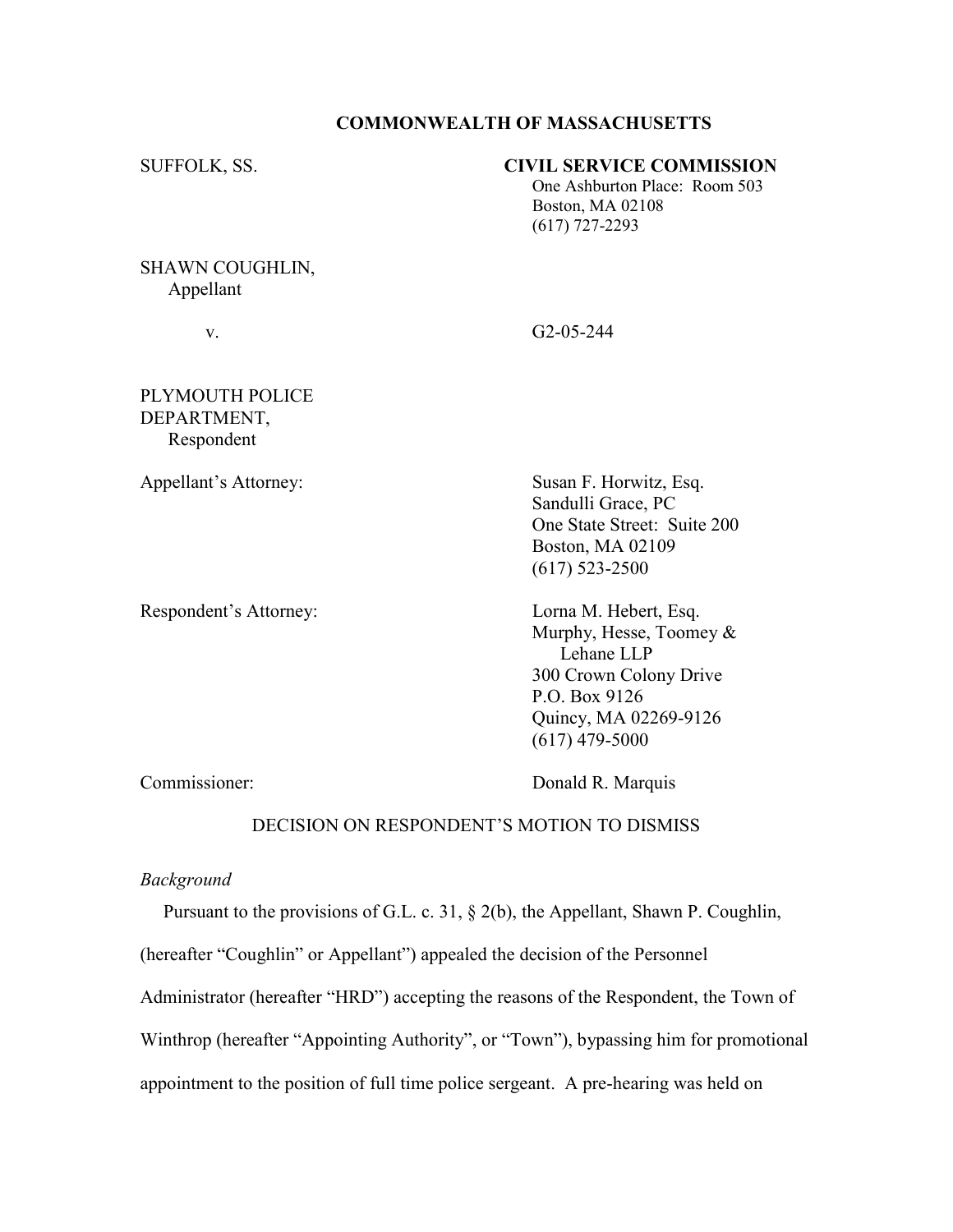**COMMONWEALTH OF MASSACHUSETTS**

SUFFOLK, SS.

**CIVIL SERVICE COMMISSION**
One Ashburton Place: Room 503
Boston, MA 02108
(617) 727-2293

SHAWN COUGHLIN,
Appellant

v. G2-05-244

PLYMOUTH POLICE DEPARTMENT,
Respondent

Appellant's Attorney:
Susan F. Horwitz, Esq.
Sandulli Grace, PC
One State Street: Suite 200
Boston, MA 02109
(617) 523-2500

Respondent's Attorney:
Lorna M. Hebert, Esq.
Murphy, Hesse, Toomey & Lehane LLP
300 Crown Colony Drive
P.O. Box 9126
Quincy, MA 02269-9126
(617) 479-5000

Commissioner:
Donald R. Marquis

DECISION ON RESPONDENT'S MOTION TO DISMISS

*Background*

Pursuant to the provisions of G.L. c. 31, § 2(b), the Appellant, Shawn P. Coughlin, (hereafter "Coughlin" or Appellant") appealed the decision of the Personnel Administrator (hereafter "HRD") accepting the reasons of the Respondent, the Town of Winthrop (hereafter "Appointing Authority", or "Town"), bypassing him for promotional appointment to the position of full time police sergeant. A pre-hearing was held on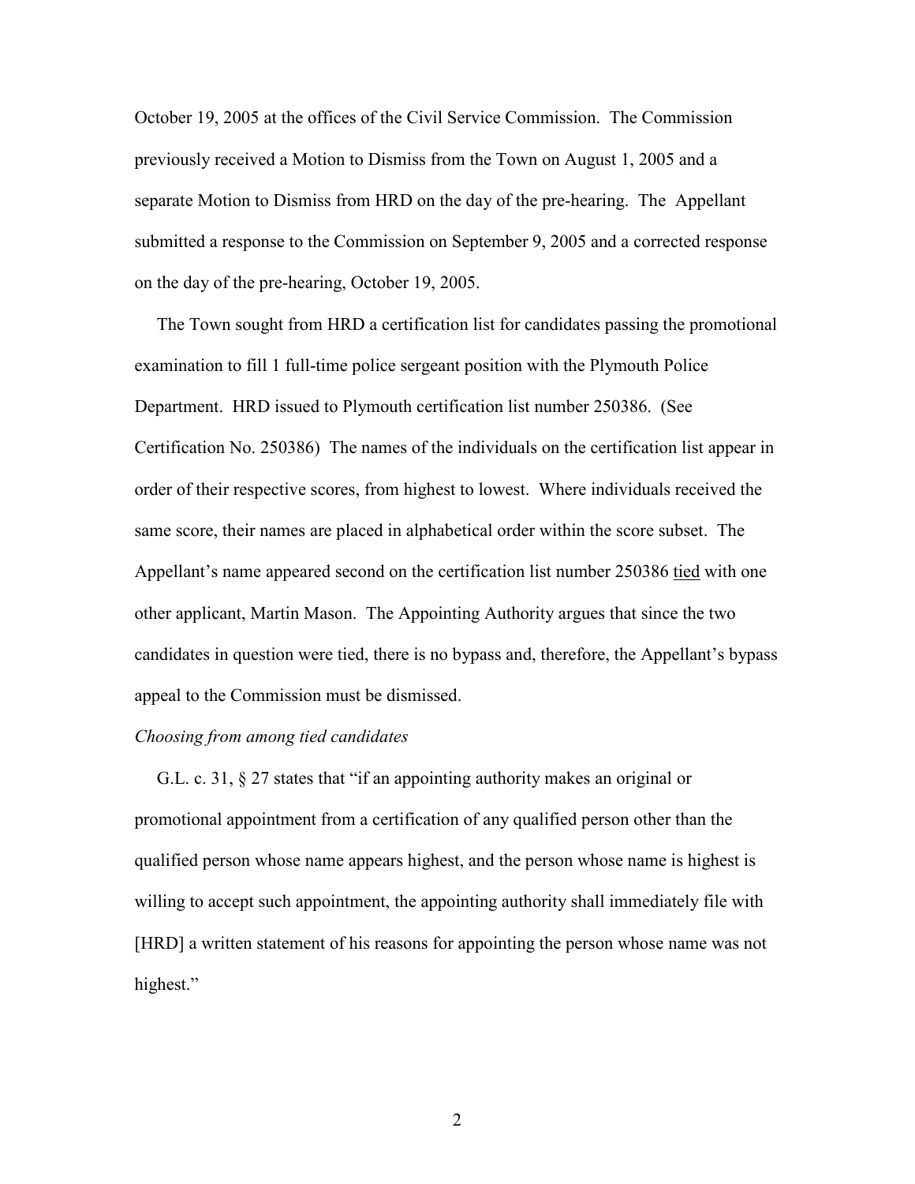October 19, 2005 at the offices of the Civil Service Commission. The Commission previously received a Motion to Dismiss from the Town on August 1, 2005 and a separate Motion to Dismiss from HRD on the day of the pre-hearing. The Appellant submitted a response to the Commission on September 9, 2005 and a corrected response on the day of the pre-hearing, October 19, 2005.

The Town sought from HRD a certification list for candidates passing the promotional examination to fill 1 full-time police sergeant position with the Plymouth Police Department. HRD issued to Plymouth certification list number 250386. (See Certification No. 250386) The names of the individuals on the certification list appear in order of their respective scores, from highest to lowest. Where individuals received the same score, their names are placed in alphabetical order within the score subset. The Appellant's name appeared second on the certification list number 250386 tied with one other applicant, Martin Mason. The Appointing Authority argues that since the two candidates in question were tied, there is no bypass and, therefore, the Appellant's bypass appeal to the Commission must be dismissed.

*Choosing from among tied candidates*

G.L. c. 31, § 27 states that "if an appointing authority makes an original or promotional appointment from a certification of any qualified person other than the qualified person whose name appears highest, and the person whose name is highest is willing to accept such appointment, the appointing authority shall immediately file with [HRD] a written statement of his reasons for appointing the person whose name was not highest."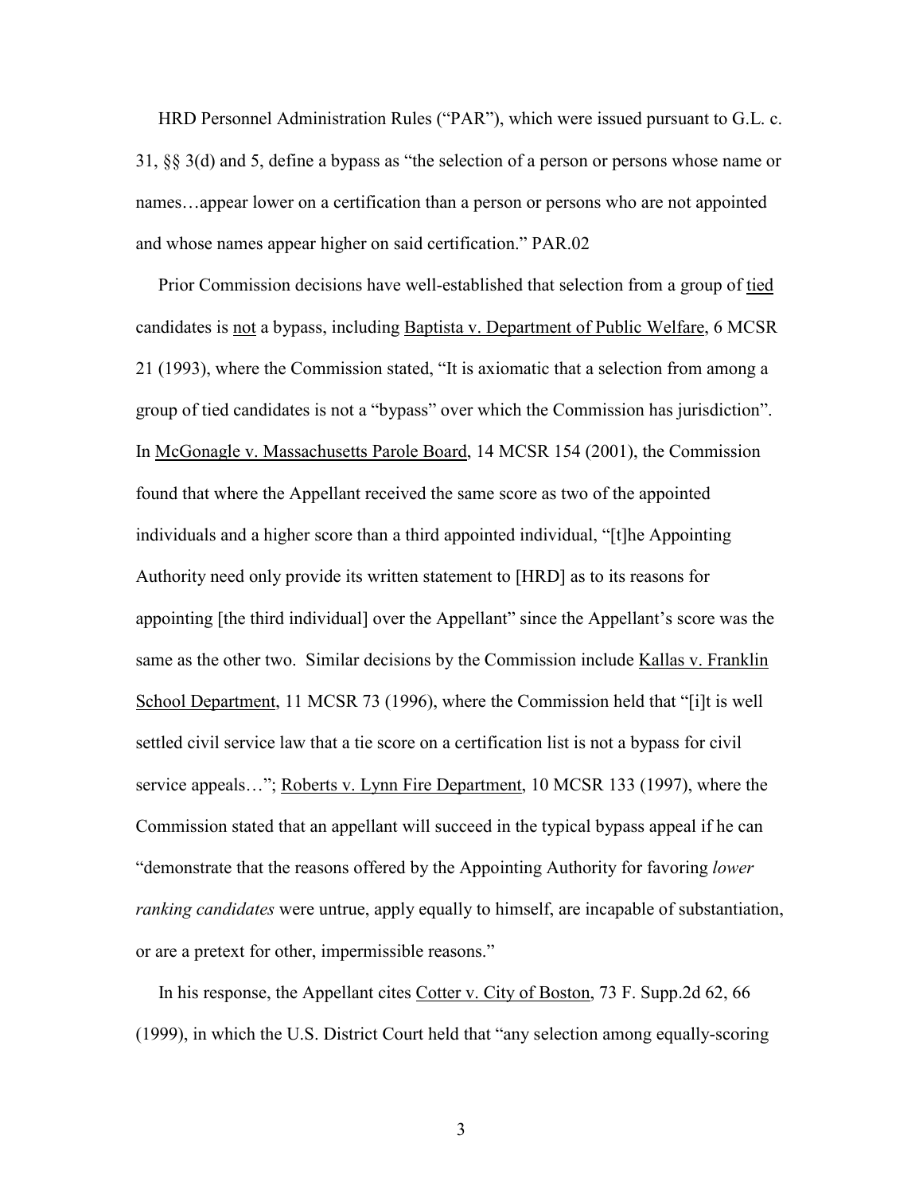HRD Personnel Administration Rules ("PAR"), which were issued pursuant to G.L. c. 31, §§ 3(d) and 5, define a bypass as "the selection of a person or persons whose name or names…appear lower on a certification than a person or persons who are not appointed and whose names appear higher on said certification." PAR.02

Prior Commission decisions have well-established that selection from a group of tied candidates is not a bypass, including Baptista v. Department of Public Welfare, 6 MCSR 21 (1993), where the Commission stated, "It is axiomatic that a selection from among a group of tied candidates is not a "bypass" over which the Commission has jurisdiction". In McGonagle v. Massachusetts Parole Board, 14 MCSR 154 (2001), the Commission found that where the Appellant received the same score as two of the appointed individuals and a higher score than a third appointed individual, "[t]he Appointing Authority need only provide its written statement to [HRD] as to its reasons for appointing [the third individual] over the Appellant" since the Appellant's score was the same as the other two. Similar decisions by the Commission include Kallas v. Franklin School Department, 11 MCSR 73 (1996), where the Commission held that "[i]t is well settled civil service law that a tie score on a certification list is not a bypass for civil service appeals…"; Roberts v. Lynn Fire Department, 10 MCSR 133 (1997), where the Commission stated that an appellant will succeed in the typical bypass appeal if he can "demonstrate that the reasons offered by the Appointing Authority for favoring *lower ranking candidates* were untrue, apply equally to himself, are incapable of substantiation, or are a pretext for other, impermissible reasons."

In his response, the Appellant cites Cotter v. City of Boston, 73 F. Supp.2d 62, 66 (1999), in which the U.S. District Court held that "any selection among equally-scoring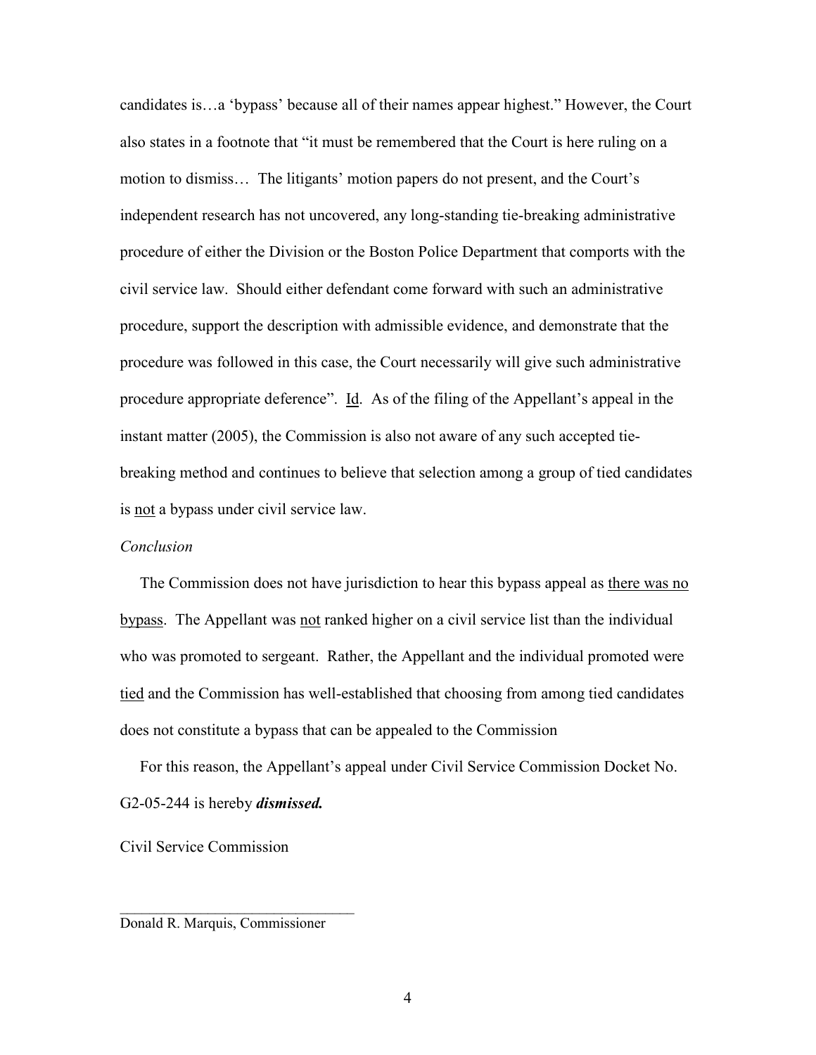candidates is…a 'bypass' because all of their names appear highest." However, the Court also states in a footnote that "it must be remembered that the Court is here ruling on a motion to dismiss… The litigants' motion papers do not present, and the Court's independent research has not uncovered, any long-standing tie-breaking administrative procedure of either the Division or the Boston Police Department that comports with the civil service law. Should either defendant come forward with such an administrative procedure, support the description with admissible evidence, and demonstrate that the procedure was followed in this case, the Court necessarily will give such administrative procedure appropriate deference". Id. As of the filing of the Appellant's appeal in the instant matter (2005), the Commission is also not aware of any such accepted tie-breaking method and continues to believe that selection among a group of tied candidates is not a bypass under civil service law.

*Conclusion*

The Commission does not have jurisdiction to hear this bypass appeal as there was no bypass. The Appellant was not ranked higher on a civil service list than the individual who was promoted to sergeant. Rather, the Appellant and the individual promoted were tied and the Commission has well-established that choosing from among tied candidates does not constitute a bypass that can be appealed to the Commission

For this reason, the Appellant's appeal under Civil Service Commission Docket No. G2-05-244 is hereby ***dismissed.***

Civil Service Commission

\_\_\_\_\_\_\_\_\_\_\_\_\_\_\_\_\_\_\_\_\_\_\_\_\_\_\_\_\_\_\_\_

Donald R. Marquis, Commissioner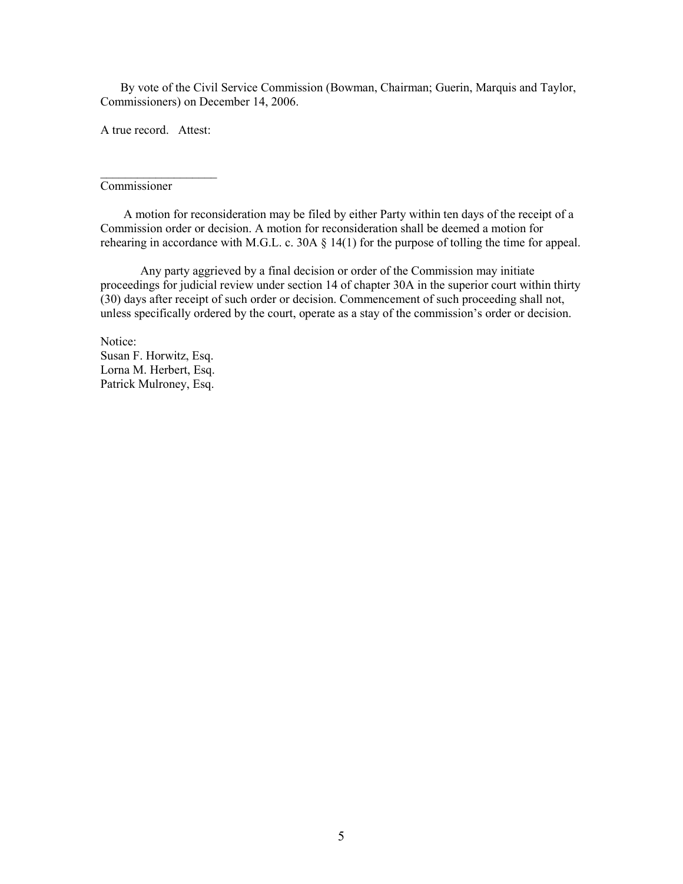By vote of the Civil Service Commission (Bowman, Chairman; Guerin, Marquis and Taylor, Commissioners) on December 14, 2006.

A true record. Attest:

___________________
Commissioner

A motion for reconsideration may be filed by either Party within ten days of the receipt of a Commission order or decision. A motion for reconsideration shall be deemed a motion for rehearing in accordance with M.G.L. c. 30A § 14(1) for the purpose of tolling the time for appeal.

Any party aggrieved by a final decision or order of the Commission may initiate proceedings for judicial review under section 14 of chapter 30A in the superior court within thirty (30) days after receipt of such order or decision. Commencement of such proceeding shall not, unless specifically ordered by the court, operate as a stay of the commission's order or decision.

Notice:
Susan F. Horwitz, Esq.
Lorna M. Herbert, Esq.
Patrick Mulroney, Esq.